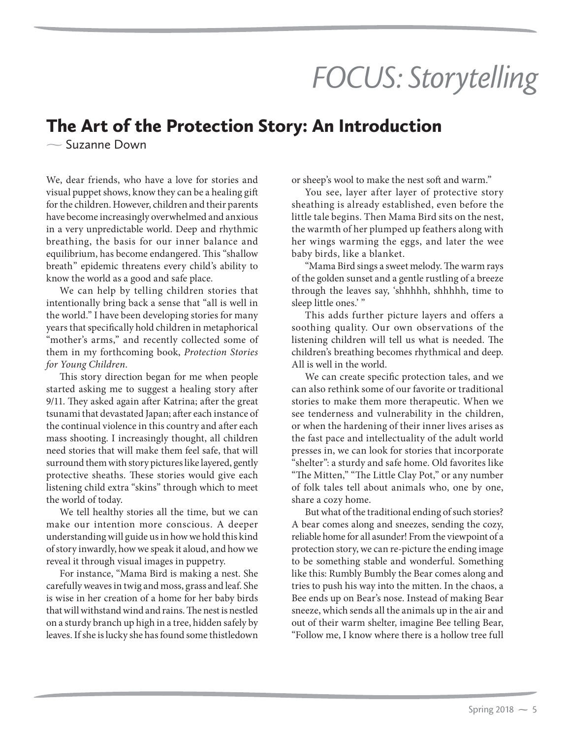# FOCUS: Storytelling

## The Art of the Protection Story: An Introduction

— Suzanne Down

We, dear friends, who have a love for stories and visual puppet shows, know they can be a healing gift for the children. However, children and their parents have become increasingly overwhelmed and anxious in a very unpredictable world. Deep and rhythmic breathing, the basis for our inner balance and equilibrium, has become endangered. This "shallow breath" epidemic threatens every child's ability to know the world as a good and safe place.

We can help by telling children stories that intentionally bring back a sense that "all is well in the world." I have been developing stories for many years that specifically hold children in metaphorical "mother's arms," and recently collected some of them in my forthcoming book, *Protection Stories for Young Children*.

This story direction began for me when people started asking me to suggest a healing story after 9/11. They asked again after Katrina; after the great tsunami that devastated Japan; after each instance of the continual violence in this country and after each mass shooting. I increasingly thought, all children need stories that will make them feel safe, that will surround them with story pictures like layered, gently protective sheaths. These stories would give each listening child extra "skins" through which to meet the world of today.

We tell healthy stories all the time, but we can make our intention more conscious. A deeper understanding will guide us in how we hold this kind of story inwardly, how we speak it aloud, and how we reveal it through visual images in puppetry.

For instance, "Mama Bird is making a nest. She carefully weaves in twig and moss, grass and leaf. She is wise in her creation of a home for her baby birds that will withstand wind and rains. The nest is nestled on a sturdy branch up high in a tree, hidden safely by leaves. If she is lucky she has found some thistledown or sheep's wool to make the nest soft and warm."

You see, layer after layer of protective story sheathing is already established, even before the little tale begins. Then Mama Bird sits on the nest, the warmth of her plumped up feathers along with her wings warming the eggs, and later the wee baby birds, like a blanket.

"Mama Bird sings a sweet melody. The warm rays of the golden sunset and a gentle rustling of a breeze through the leaves say, 'shhhhh, shhhhh, time to sleep little ones.' "

This adds further picture layers and offers a soothing quality. Our own observations of the listening children will tell us what is needed. The children's breathing becomes rhythmical and deep. All is well in the world.

We can create specific protection tales, and we can also rethink some of our favorite or traditional stories to make them more therapeutic. When we see tenderness and vulnerability in the children, or when the hardening of their inner lives arises as the fast pace and intellectuality of the adult world presses in, we can look for stories that incorporate "shelter": a sturdy and safe home. Old favorites like "The Mitten," "The Little Clay Pot," or any number of folk tales tell about animals who, one by one, share a cozy home.

But what of the traditional ending of such stories? A bear comes along and sneezes, sending the cozy, reliable home for all asunder! From the viewpoint of a protection story, we can re-picture the ending image to be something stable and wonderful. Something like this: Rumbly Bumbly the Bear comes along and tries to push his way into the mitten. In the chaos, a Bee ends up on Bear's nose. Instead of making Bear sneeze, which sends all the animals up in the air and out of their warm shelter, imagine Bee telling Bear, "Follow me, I know where there is a hollow tree full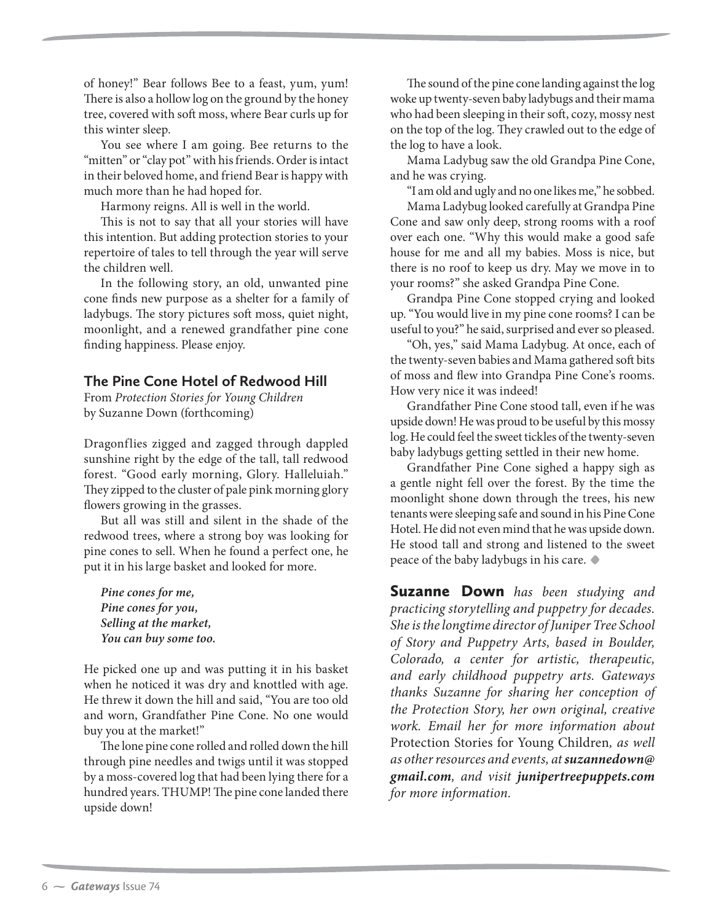of honey!" Bear follows Bee to a feast, yum, yum! There is also a hollow log on the ground by the honey tree, covered with soft moss, where Bear curls up for this winter sleep.

You see where I am going. Bee returns to the "mitten" or "clay pot" with his friends. Order is intact in their beloved home, and friend Bear is happy with much more than he had hoped for.

Harmony reigns. All is well in the world.

This is not to say that all your stories will have this intention. But adding protection stories to your repertoire of tales to tell through the year will serve the children well.

In the following story, an old, unwanted pine cone finds new purpose as a shelter for a family of ladybugs. The story pictures soft moss, quiet night, moonlight, and a renewed grandfather pine cone finding happiness. Please enjoy.

## The Pine Cone Hotel of Redwood Hill

From *Protection Stories for Young Children* by Suzanne Down (forthcoming)

Dragonflies zigged and zagged through dappled sunshine right by the edge of the tall, tall redwood forest. "Good early morning, Glory. Halleluiah." They zipped to the cluster of pale pink morning glory flowers growing in the grasses.

But all was still and silent in the shade of the redwood trees, where a strong boy was looking for pine cones to sell. When he found a perfect one, he put it in his large basket and looked for more.

> ***Pine cones for me,***
> ***Pine cones for you,***
> ***Selling at the market,***
> ***You can buy some too.***

He picked one up and was putting it in his basket when he noticed it was dry and knottled with age. He threw it down the hill and said, "You are too old and worn, Grandfather Pine Cone. No one would buy you at the market!"

The lone pine cone rolled and rolled down the hill through pine needles and twigs until it was stopped by a moss-covered log that had been lying there for a hundred years. THUMP! The pine cone landed there upside down!

The sound of the pine cone landing against the log woke up twenty-seven baby ladybugs and their mama who had been sleeping in their soft, cozy, mossy nest on the top of the log. They crawled out to the edge of the log to have a look.

Mama Ladybug saw the old Grandpa Pine Cone, and he was crying.

"I am old and ugly and no one likes me," he sobbed.

Mama Ladybug looked carefully at Grandpa Pine Cone and saw only deep, strong rooms with a roof over each one. "Why this would make a good safe house for me and all my babies. Moss is nice, but there is no roof to keep us dry. May we move in to your rooms?" she asked Grandpa Pine Cone.

Grandpa Pine Cone stopped crying and looked up. "You would live in my pine cone rooms? I can be useful to you?" he said, surprised and ever so pleased.

"Oh, yes," said Mama Ladybug. At once, each of the twenty-seven babies and Mama gathered soft bits of moss and flew into Grandpa Pine Cone's rooms. How very nice it was indeed!

Grandfather Pine Cone stood tall, even if he was upside down! He was proud to be useful by this mossy log. He could feel the sweet tickles of the twenty-seven baby ladybugs getting settled in their new home.

Grandfather Pine Cone sighed a happy sigh as a gentle night fell over the forest. By the time the moonlight shone down through the trees, his new tenants were sleeping safe and sound in his Pine Cone Hotel. He did not even mind that he was upside down. He stood tall and strong and listened to the sweet peace of the baby ladybugs in his care. ◆

**Suzanne Down** *has been studying and practicing storytelling and puppetry for decades. She is the longtime director of Juniper Tree School of Story and Puppetry Arts, based in Boulder, Colorado, a center for artistic, therapeutic, and early childhood puppetry arts. Gateways thanks Suzanne for sharing her conception of the Protection Story, her own original, creative work. Email her for more information about* Protection Stories for Young Children*, as well as other resources and events, at* ***suzannedown@gmail.com****, and visit* ***junipertreepuppets.com*** *for more information.*